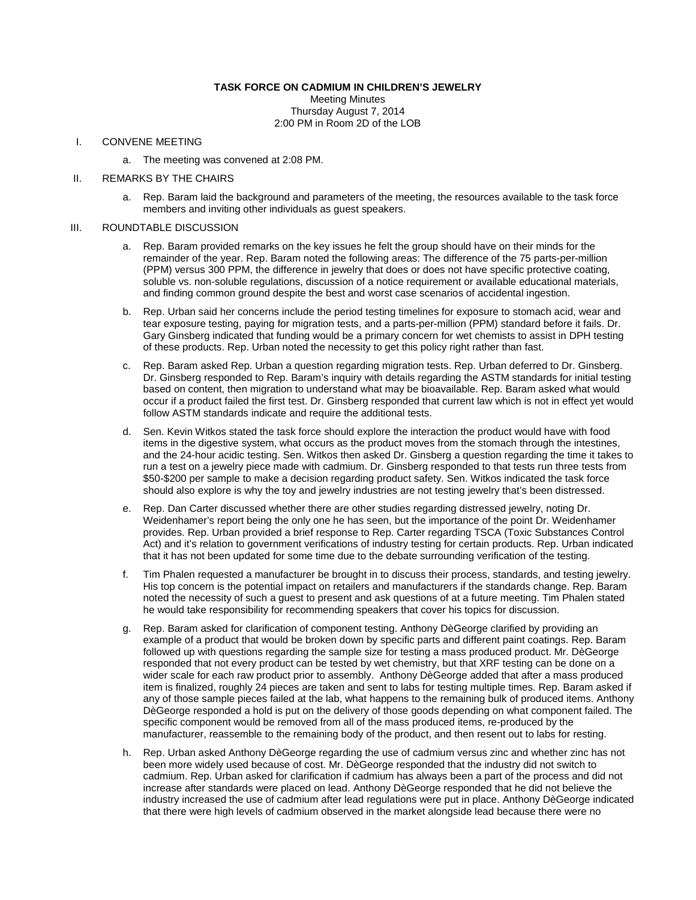**TASK FORCE ON CADMIUM IN CHILDREN'S JEWELRY**
Meeting Minutes
Thursday August 7, 2014
2:00 PM in Room 2D of the LOB

I. CONVENE MEETING

  a. The meeting was convened at 2:08 PM.

II. REMARKS BY THE CHAIRS

  a. Rep. Baram laid the background and parameters of the meeting, the resources available to the task force members and inviting other individuals as guest speakers.

III. ROUNDTABLE DISCUSSION

  a. Rep. Baram provided remarks on the key issues he felt the group should have on their minds for the remainder of the year. Rep. Baram noted the following areas: The difference of the 75 parts-per-million (PPM) versus 300 PPM, the difference in jewelry that does or does not have specific protective coating, soluble vs. non-soluble regulations, discussion of a notice requirement or available educational materials, and finding common ground despite the best and worst case scenarios of accidental ingestion.

  b. Rep. Urban said her concerns include the period testing timelines for exposure to stomach acid, wear and tear exposure testing, paying for migration tests, and a parts-per-million (PPM) standard before it fails. Dr. Gary Ginsberg indicated that funding would be a primary concern for wet chemists to assist in DPH testing of these products. Rep. Urban noted the necessity to get this policy right rather than fast.

  c. Rep. Baram asked Rep. Urban a question regarding migration tests. Rep. Urban deferred to Dr. Ginsberg. Dr. Ginsberg responded to Rep. Baram's inquiry with details regarding the ASTM standards for initial testing based on content, then migration to understand what may be bioavailable. Rep. Baram asked what would occur if a product failed the first test. Dr. Ginsberg responded that current law which is not in effect yet would follow ASTM standards indicate and require the additional tests.

  d. Sen. Kevin Witkos stated the task force should explore the interaction the product would have with food items in the digestive system, what occurs as the product moves from the stomach through the intestines, and the 24-hour acidic testing. Sen. Witkos then asked Dr. Ginsberg a question regarding the time it takes to run a test on a jewelry piece made with cadmium. Dr. Ginsberg responded to that tests run three tests from \$50-\$200 per sample to make a decision regarding product safety. Sen. Witkos indicated the task force should also explore is why the toy and jewelry industries are not testing jewelry that's been distressed.

  e. Rep. Dan Carter discussed whether there are other studies regarding distressed jewelry, noting Dr. Weidenhamer's report being the only one he has seen, but the importance of the point Dr. Weidenhamer provides. Rep. Urban provided a brief response to Rep. Carter regarding TSCA (Toxic Substances Control Act) and it's relation to government verifications of industry testing for certain products. Rep. Urban indicated that it has not been updated for some time due to the debate surrounding verification of the testing.

  f. Tim Phalen requested a manufacturer be brought in to discuss their process, standards, and testing jewelry. His top concern is the potential impact on retailers and manufacturers if the standards change. Rep. Baram noted the necessity of such a guest to present and ask questions of at a future meeting. Tim Phalen stated he would take responsibility for recommending speakers that cover his topics for discussion.

  g. Rep. Baram asked for clarification of component testing. Anthony DèGeorge clarified by providing an example of a product that would be broken down by specific parts and different paint coatings. Rep. Baram followed up with questions regarding the sample size for testing a mass produced product. Mr. DèGeorge responded that not every product can be tested by wet chemistry, but that XRF testing can be done on a wider scale for each raw product prior to assembly. Anthony DèGeorge added that after a mass produced item is finalized, roughly 24 pieces are taken and sent to labs for testing multiple times. Rep. Baram asked if any of those sample pieces failed at the lab, what happens to the remaining bulk of produced items. Anthony DèGeorge responded a hold is put on the delivery of those goods depending on what component failed. The specific component would be removed from all of the mass produced items, re-produced by the manufacturer, reassemble to the remaining body of the product, and then resent out to labs for resting.

  h. Rep. Urban asked Anthony DèGeorge regarding the use of cadmium versus zinc and whether zinc has not been more widely used because of cost. Mr. DèGeorge responded that the industry did not switch to cadmium. Rep. Urban asked for clarification if cadmium has always been a part of the process and did not increase after standards were placed on lead. Anthony DèGeorge responded that he did not believe the industry increased the use of cadmium after lead regulations were put in place. Anthony DèGeorge indicated that there were high levels of cadmium observed in the market alongside lead because there were no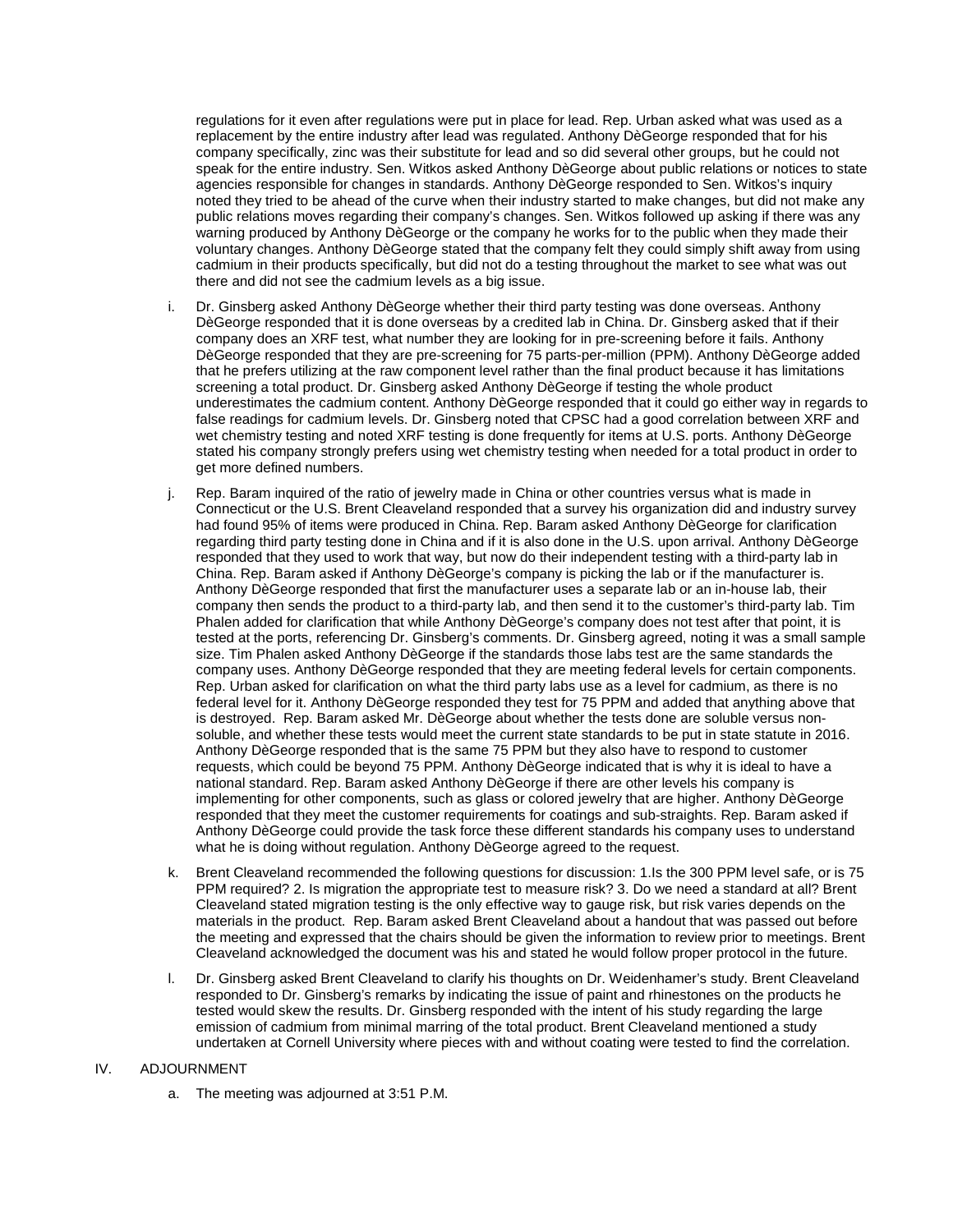regulations for it even after regulations were put in place for lead. Rep. Urban asked what was used as a replacement by the entire industry after lead was regulated. Anthony DèGeorge responded that for his company specifically, zinc was their substitute for lead and so did several other groups, but he could not speak for the entire industry. Sen. Witkos asked Anthony DèGeorge about public relations or notices to state agencies responsible for changes in standards. Anthony DèGeorge responded to Sen. Witkos's inquiry noted they tried to be ahead of the curve when their industry started to make changes, but did not make any public relations moves regarding their company's changes. Sen. Witkos followed up asking if there was any warning produced by Anthony DèGeorge or the company he works for to the public when they made their voluntary changes. Anthony DèGeorge stated that the company felt they could simply shift away from using cadmium in their products specifically, but did not do a testing throughout the market to see what was out there and did not see the cadmium levels as a big issue.

i. Dr. Ginsberg asked Anthony DèGeorge whether their third party testing was done overseas. Anthony DèGeorge responded that it is done overseas by a credited lab in China. Dr. Ginsberg asked that if their company does an XRF test, what number they are looking for in pre-screening before it fails. Anthony DèGeorge responded that they are pre-screening for 75 parts-per-million (PPM). Anthony DèGeorge added that he prefers utilizing at the raw component level rather than the final product because it has limitations screening a total product. Dr. Ginsberg asked Anthony DèGeorge if testing the whole product underestimates the cadmium content. Anthony DèGeorge responded that it could go either way in regards to false readings for cadmium levels. Dr. Ginsberg noted that CPSC had a good correlation between XRF and wet chemistry testing and noted XRF testing is done frequently for items at U.S. ports. Anthony DèGeorge stated his company strongly prefers using wet chemistry testing when needed for a total product in order to get more defined numbers.

j. Rep. Baram inquired of the ratio of jewelry made in China or other countries versus what is made in Connecticut or the U.S. Brent Cleaveland responded that a survey his organization did and industry survey had found 95% of items were produced in China. Rep. Baram asked Anthony DèGeorge for clarification regarding third party testing done in China and if it is also done in the U.S. upon arrival. Anthony DèGeorge responded that they used to work that way, but now do their independent testing with a third-party lab in China. Rep. Baram asked if Anthony DèGeorge's company is picking the lab or if the manufacturer is. Anthony DèGeorge responded that first the manufacturer uses a separate lab or an in-house lab, their company then sends the product to a third-party lab, and then send it to the customer's third-party lab. Tim Phalen added for clarification that while Anthony DèGeorge's company does not test after that point, it is tested at the ports, referencing Dr. Ginsberg's comments. Dr. Ginsberg agreed, noting it was a small sample size. Tim Phalen asked Anthony DèGeorge if the standards those labs test are the same standards the company uses. Anthony DèGeorge responded that they are meeting federal levels for certain components. Rep. Urban asked for clarification on what the third party labs use as a level for cadmium, as there is no federal level for it. Anthony DèGeorge responded they test for 75 PPM and added that anything above that is destroyed. Rep. Baram asked Mr. DèGeorge about whether the tests done are soluble versus non-soluble, and whether these tests would meet the current state standards to be put in state statute in 2016. Anthony DèGeorge responded that is the same 75 PPM but they also have to respond to customer requests, which could be beyond 75 PPM. Anthony DèGeorge indicated that is why it is ideal to have a national standard. Rep. Baram asked Anthony DèGeorge if there are other levels his company is implementing for other components, such as glass or colored jewelry that are higher. Anthony DèGeorge responded that they meet the customer requirements for coatings and sub-straights. Rep. Baram asked if Anthony DèGeorge could provide the task force these different standards his company uses to understand what he is doing without regulation. Anthony DèGeorge agreed to the request.

k. Brent Cleaveland recommended the following questions for discussion: 1.Is the 300 PPM level safe, or is 75 PPM required? 2. Is migration the appropriate test to measure risk? 3. Do we need a standard at all? Brent Cleaveland stated migration testing is the only effective way to gauge risk, but risk varies depends on the materials in the product. Rep. Baram asked Brent Cleaveland about a handout that was passed out before the meeting and expressed that the chairs should be given the information to review prior to meetings. Brent Cleaveland acknowledged the document was his and stated he would follow proper protocol in the future.

l. Dr. Ginsberg asked Brent Cleaveland to clarify his thoughts on Dr. Weidenhamer's study. Brent Cleaveland responded to Dr. Ginsberg's remarks by indicating the issue of paint and rhinestones on the products he tested would skew the results. Dr. Ginsberg responded with the intent of his study regarding the large emission of cadmium from minimal marring of the total product. Brent Cleaveland mentioned a study undertaken at Cornell University where pieces with and without coating were tested to find the correlation.

IV. ADJOURNMENT

a. The meeting was adjourned at 3:51 P.M.